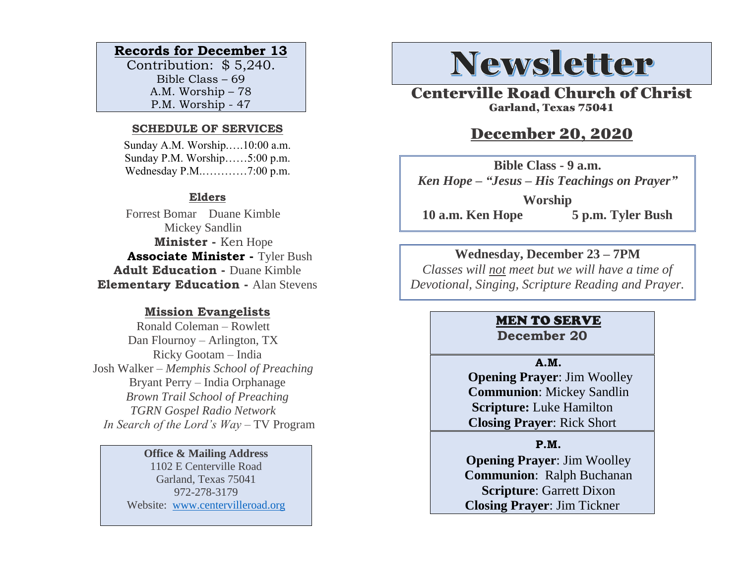## Records for December 13

Contribution: $ 5,240.
Bible Class – 69
A.M. Worship – 78
P.M. Worship - 47

### SCHEDULE OF SERVICES

Sunday A.M. Worship.….10:00 a.m.
Sunday P.M. Worship……5:00 p.m.
Wednesday P.M.…………7:00 p.m.

### Elders

Forrest Bomar  Duane Kimble
Mickey Sandlin

**Minister -** Ken Hope
**Associate Minister -** Tyler Bush
**Adult Education -** Duane Kimble
**Elementary Education -** Alan Stevens

### Mission Evangelists

Ronald Coleman – Rowlett
Dan Flournoy – Arlington, TX
Ricky Gootam – India
Josh Walker – *Memphis School of Preaching*
Bryant Perry – India Orphanage
*Brown Trail School of Preaching*
*TGRN Gospel Radio Network*
*In Search of the Lord's Way* – TV Program

**Office & Mailing Address**
1102 E Centerville Road
Garland, Texas 75041
972-278-3179
Website: www.centervilleroad.org

# Newsletter

## Centerville Road Church of Christ

Garland, Texas 75041

## December 20, 2020

**Bible Class - 9 a.m.**
***Ken Hope – "Jesus – His Teachings on Prayer"***

**Worship**
**10 a.m. Ken Hope**  **5 p.m. Tyler Bush**

**Wednesday, December 23 – 7PM**
*Classes will not meet but we will have a time of Devotional, Singing, Scripture Reading and Prayer.*

### MEN TO SERVE
**December 20**

**A.M.**
**Opening Prayer**: Jim Woolley
**Communion**: Mickey Sandlin
**Scripture:** Luke Hamilton
**Closing Prayer**: Rick Short

**P.M.**
**Opening Prayer**: Jim Woolley
**Communion**: Ralph Buchanan
**Scripture**: Garrett Dixon
**Closing Prayer**: Jim Tickner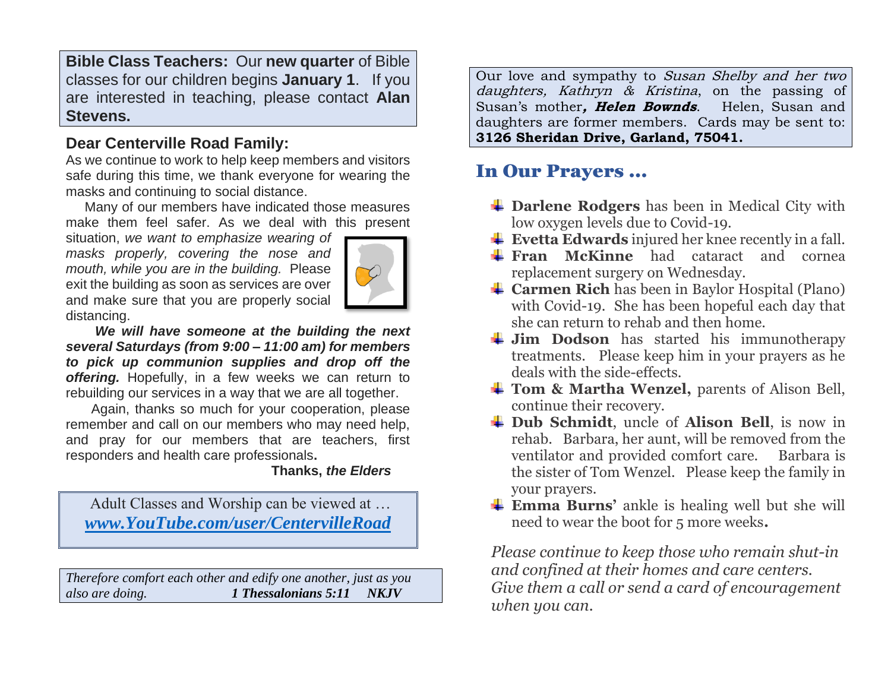**Bible Class Teachers:** Our **new quarter** of Bible classes for our children begins **January 1**. If you are interested in teaching, please contact **Alan Stevens.**

### Dear Centerville Road Family:

As we continue to work to help keep members and visitors safe during this time, we thank everyone for wearing the masks and continuing to social distance.

Many of our members have indicated those measures make them feel safer. As we deal with this present situation, *we want to emphasize wearing of masks properly, covering the nose and mouth, while you are in the building.* Please exit the building as soon as services are over and make sure that you are properly social distancing.

***We will have someone at the building the next several Saturdays (from 9:00 – 11:00 am) for members to pick up communion supplies and drop off the offering.*** Hopefully, in a few weeks we can return to rebuilding our services in a way that we are all together.

Again, thanks so much for your cooperation, please remember and call on our members who may need help, and pray for our members that are teachers, first responders and health care professionals**.**

**Thanks, *the Elders***

Adult Classes and Worship can be viewed at …
***www.YouTube.com/user/CentervilleRoad***

*Therefore comfort each other and edify one another, just as you also are doing.* ***1 Thessalonians 5:11 NKJV***

Our love and sympathy to *Susan Shelby and her two daughters, Kathryn & Kristina*, on the passing of Susan's mother***, Helen Bownds***. Helen, Susan and daughters are former members. Cards may be sent to: **3126 Sheridan Drive, Garland, 75041.**

## In Our Prayers …

- **Darlene Rodgers** has been in Medical City with low oxygen levels due to Covid-19.
- **Evetta Edwards** injured her knee recently in a fall.
- **Fran McKinne** had cataract and cornea replacement surgery on Wednesday.
- **Carmen Rich** has been in Baylor Hospital (Plano) with Covid-19. She has been hopeful each day that she can return to rehab and then home.
- **Jim Dodson** has started his immunotherapy treatments. Please keep him in your prayers as he deals with the side-effects.
- **Tom & Martha Wenzel,** parents of Alison Bell, continue their recovery.
- **Dub Schmidt**, uncle of **Alison Bell**, is now in rehab. Barbara, her aunt, will be removed from the ventilator and provided comfort care. Barbara is the sister of Tom Wenzel. Please keep the family in your prayers.
- **Emma Burns'** ankle is healing well but she will need to wear the boot for 5 more weeks**.**

*Please continue to keep those who remain shut-in and confined at their homes and care centers. Give them a call or send a card of encouragement when you can.*